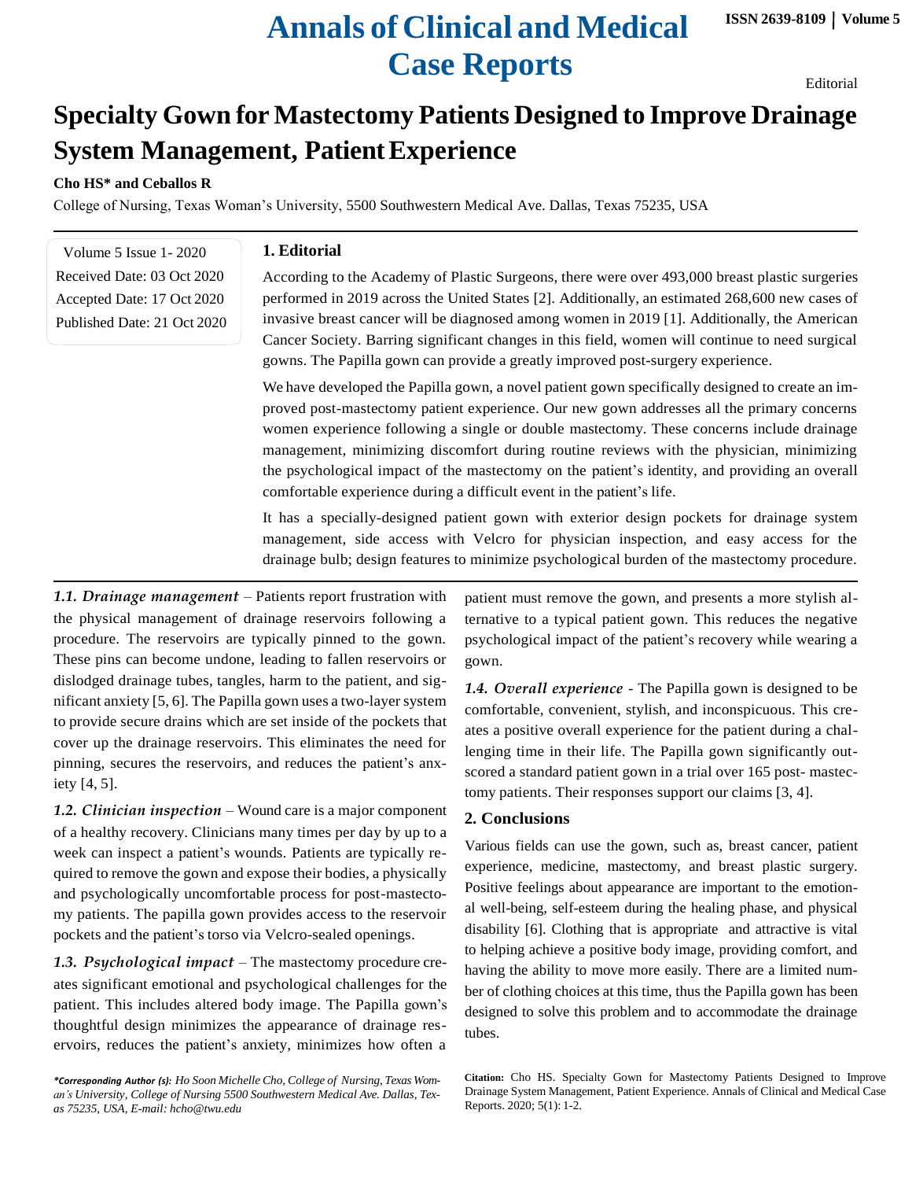# Specialty Gown for Mastectomy Patients Designed to Improve Drainage System Management, Patient Experience

Editorial

**Cho HS* and Ceballos R**

College of Nursing, Texas Woman's University, 5500 Southwestern Medical Ave. Dallas, Texas 75235, USA

Volume 5 Issue 1- 2020
Received Date: 03 Oct 2020
Accepted Date: 17 Oct 2020
Published Date: 21 Oct 2020

## 1. Editorial

According to the Academy of Plastic Surgeons, there were over 493,000 breast plastic surgeries performed in 2019 across the United States [2]. Additionally, an estimated 268,600 new cases of invasive breast cancer will be diagnosed among women in 2019 [1]. Additionally, the American Cancer Society. Barring significant changes in this field, women will continue to need surgical gowns. The Papilla gown can provide a greatly improved post-surgery experience.

We have developed the Papilla gown, a novel patient gown specifically designed to create an improved post-mastectomy patient experience. Our new gown addresses all the primary concerns women experience following a single or double mastectomy. These concerns include drainage management, minimizing discomfort during routine reviews with the physician, minimizing the psychological impact of the mastectomy on the patient's identity, and providing an overall comfortable experience during a difficult event in the patient's life.

It has a specially-designed patient gown with exterior design pockets for drainage system management, side access with Velcro for physician inspection, and easy access for the drainage bulb; design features to minimize psychological burden of the mastectomy procedure.

***1.1. Drainage management*** – Patients report frustration with the physical management of drainage reservoirs following a procedure. The reservoirs are typically pinned to the gown. These pins can become undone, leading to fallen reservoirs or dislodged drainage tubes, tangles, harm to the patient, and significant anxiety [5, 6]. The Papilla gown uses a two-layer system to provide secure drains which are set inside of the pockets that cover up the drainage reservoirs. This eliminates the need for pinning, secures the reservoirs, and reduces the patient's anxiety [4, 5].

***1.2. Clinician inspection*** – Wound care is a major component of a healthy recovery. Clinicians many times per day by up to a week can inspect a patient's wounds. Patients are typically required to remove the gown and expose their bodies, a physically and psychologically uncomfortable process for post-mastectomy patients. The papilla gown provides access to the reservoir pockets and the patient's torso via Velcro-sealed openings.

***1.3. Psychological impact*** – The mastectomy procedure creates significant emotional and psychological challenges for the patient. This includes altered body image. The Papilla gown's thoughtful design minimizes the appearance of drainage reservoirs, reduces the patient's anxiety, minimizes how often a patient must remove the gown, and presents a more stylish alternative to a typical patient gown. This reduces the negative psychological impact of the patient's recovery while wearing a gown.

***1.4. Overall experience*** - The Papilla gown is designed to be comfortable, convenient, stylish, and inconspicuous. This creates a positive overall experience for the patient during a challenging time in their life. The Papilla gown significantly outscored a standard patient gown in a trial over 165 post- mastectomy patients. Their responses support our claims [3, 4].

## 2. Conclusions

Various fields can use the gown, such as, breast cancer, patient experience, medicine, mastectomy, and breast plastic surgery. Positive feelings about appearance are important to the emotional well-being, self-esteem during the healing phase, and physical disability [6]. Clothing that is appropriate and attractive is vital to helping achieve a positive body image, providing comfort, and having the ability to move more easily. There are a limited number of clothing choices at this time, thus the Papilla gown has been designed to solve this problem and to accommodate the drainage tubes.

****Corresponding Author (s):*** *Ho Soon Michelle Cho, College of Nursing, Texas Woman's University, College of Nursing 5500 Southwestern Medical Ave. Dallas, Texas 75235, USA, E-mail: hcho@twu.edu*

**Citation:** Cho HS. Specialty Gown for Mastectomy Patients Designed to Improve Drainage System Management, Patient Experience. Annals of Clinical and Medical Case Reports. 2020; 5(1): 1-2.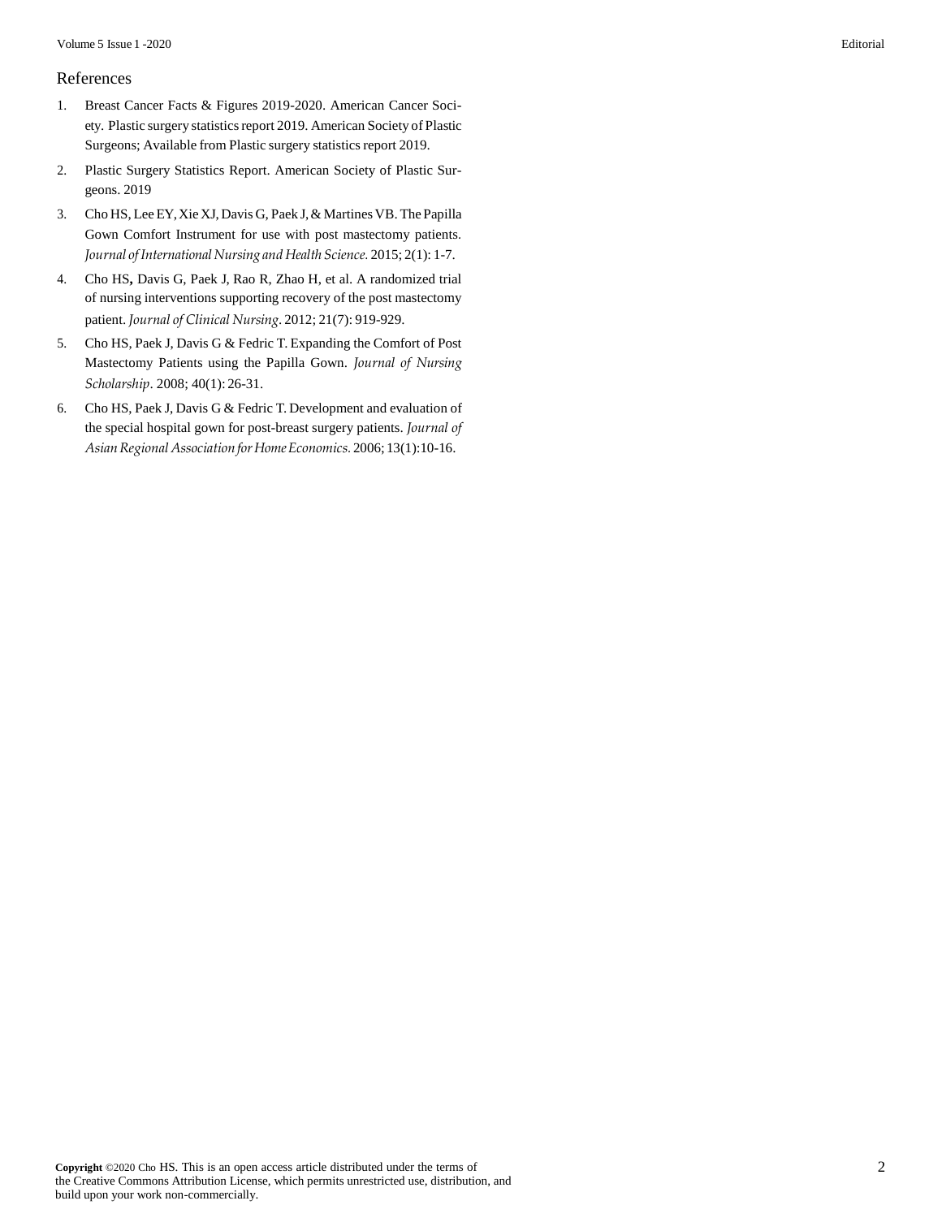## References

1. Breast Cancer Facts & Figures 2019-2020. American Cancer Society. Plastic surgery statistics report 2019. American Society of Plastic Surgeons; Available from Plastic surgery statistics report 2019.
2. Plastic Surgery Statistics Report. American Society of Plastic Surgeons. 2019
3. Cho HS, Lee EY, Xie XJ, Davis G, Paek J, & Martines VB. The Papilla Gown Comfort Instrument for use with post mastectomy patients. *Journal of International Nursing and Health Science.* 2015; 2(1): 1-7.
4. Cho HS**,** Davis G, Paek J, Rao R, Zhao H, et al. A randomized trial of nursing interventions supporting recovery of the post mastectomy patient. *Journal of Clinical Nursing*. 2012; 21(7): 919-929.
5. Cho HS, Paek J, Davis G & Fedric T. Expanding the Comfort of Post Mastectomy Patients using the Papilla Gown. *Journal of Nursing Scholarship*. 2008; 40(1): 26-31.
6. Cho HS, Paek J, Davis G & Fedric T. Development and evaluation of the special hospital gown for post-breast surgery patients. *Journal of Asian Regional Association for Home Economics.* 2006; 13(1):10-16.

**Copyright** ©2020 Cho HS. This is an open access article distributed under the terms of the Creative Commons Attribution License, which permits unrestricted use, distribution, and build upon your work non-commercially.